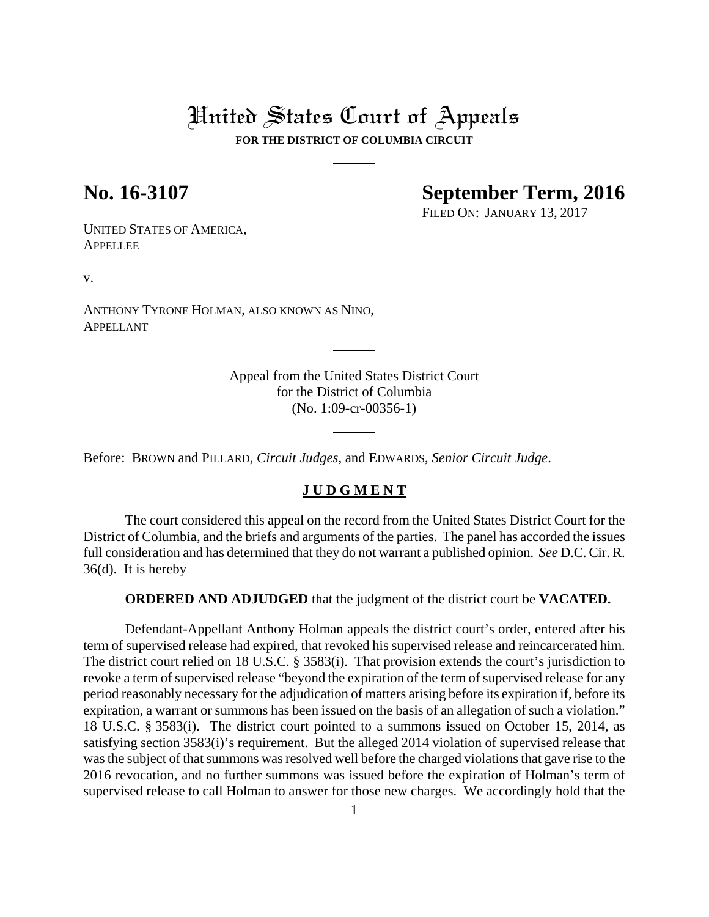# United States Court of Appeals

**FOR THE DISTRICT OF COLUMBIA CIRCUIT**

## No. 16-3107

## September Term, 2016

FILED ON: JANUARY 13, 2017

UNITED STATES OF AMERICA,
APPELLEE

v.

ANTHONY TYRONE HOLMAN, ALSO KNOWN AS NINO,
APPELLANT

Appeal from the United States District Court
for the District of Columbia
(No. 1:09-cr-00356-1)

Before: BROWN and PILLARD, *Circuit Judges*, and EDWARDS, *Senior Circuit Judge*.

**J U D G M E N T**

The court considered this appeal on the record from the United States District Court for the District of Columbia, and the briefs and arguments of the parties. The panel has accorded the issues full consideration and has determined that they do not warrant a published opinion. *See* D.C. Cir. R. 36(d). It is hereby

**ORDERED AND ADJUDGED** that the judgment of the district court be **VACATED.**

Defendant-Appellant Anthony Holman appeals the district court's order, entered after his term of supervised release had expired, that revoked his supervised release and reincarcerated him. The district court relied on 18 U.S.C. § 3583(i). That provision extends the court's jurisdiction to revoke a term of supervised release "beyond the expiration of the term of supervised release for any period reasonably necessary for the adjudication of matters arising before its expiration if, before its expiration, a warrant or summons has been issued on the basis of an allegation of such a violation." 18 U.S.C. § 3583(i). The district court pointed to a summons issued on October 15, 2014, as satisfying section 3583(i)'s requirement. But the alleged 2014 violation of supervised release that was the subject of that summons was resolved well before the charged violations that gave rise to the 2016 revocation, and no further summons was issued before the expiration of Holman's term of supervised release to call Holman to answer for those new charges. We accordingly hold that the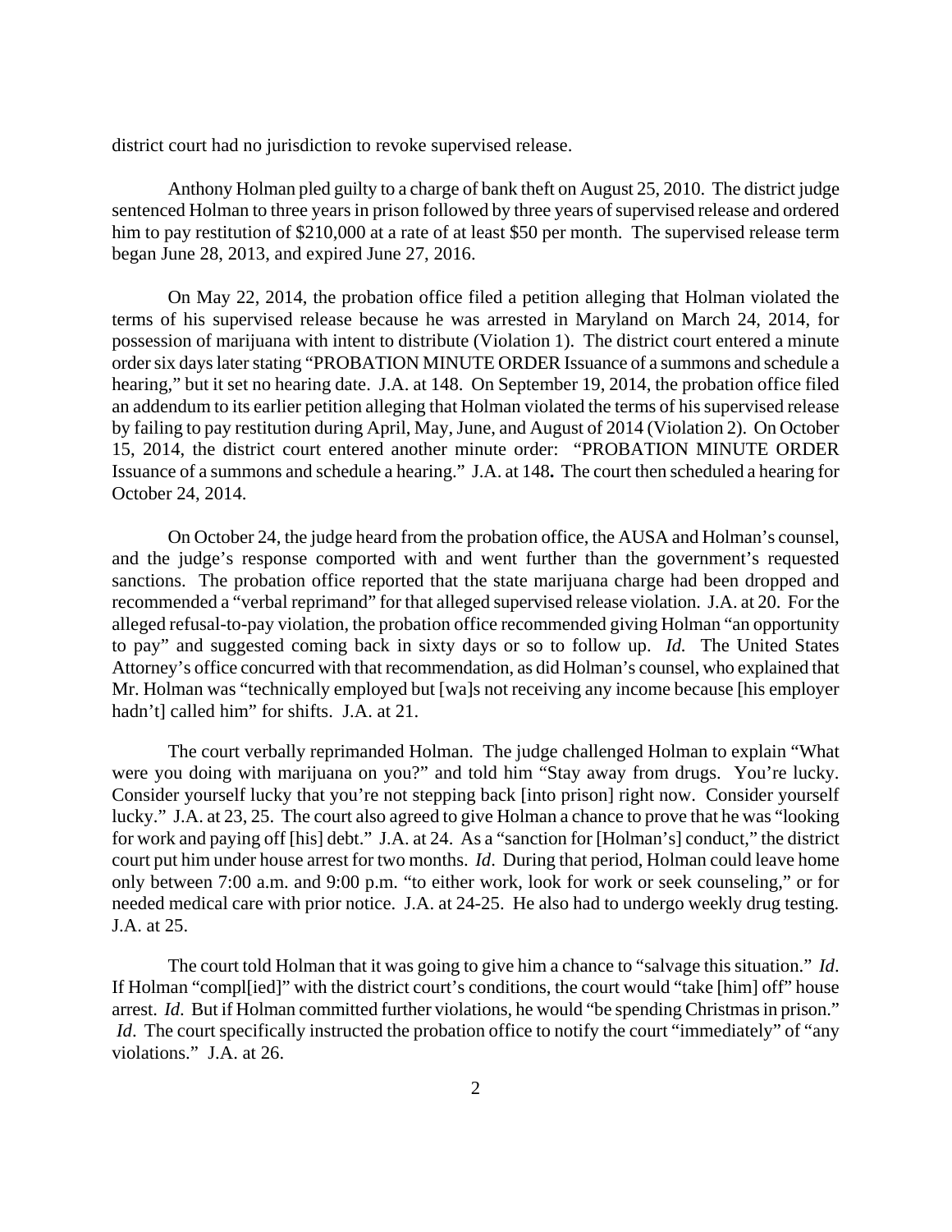district court had no jurisdiction to revoke supervised release.

Anthony Holman pled guilty to a charge of bank theft on August 25, 2010. The district judge sentenced Holman to three years in prison followed by three years of supervised release and ordered him to pay restitution of $210,000 at a rate of at least $50 per month. The supervised release term began June 28, 2013, and expired June 27, 2016.

On May 22, 2014, the probation office filed a petition alleging that Holman violated the terms of his supervised release because he was arrested in Maryland on March 24, 2014, for possession of marijuana with intent to distribute (Violation 1). The district court entered a minute order six days later stating "PROBATION MINUTE ORDER Issuance of a summons and schedule a hearing," but it set no hearing date. J.A. at 148. On September 19, 2014, the probation office filed an addendum to its earlier petition alleging that Holman violated the terms of his supervised release by failing to pay restitution during April, May, June, and August of 2014 (Violation 2). On October 15, 2014, the district court entered another minute order: "PROBATION MINUTE ORDER Issuance of a summons and schedule a hearing." J.A. at 148**.** The court then scheduled a hearing for October 24, 2014.

On October 24, the judge heard from the probation office, the AUSA and Holman's counsel, and the judge's response comported with and went further than the government's requested sanctions. The probation office reported that the state marijuana charge had been dropped and recommended a "verbal reprimand" for that alleged supervised release violation. J.A. at 20. For the alleged refusal-to-pay violation, the probation office recommended giving Holman "an opportunity to pay" and suggested coming back in sixty days or so to follow up. *Id.* The United States Attorney's office concurred with that recommendation, as did Holman's counsel, who explained that Mr. Holman was "technically employed but [wa]s not receiving any income because [his employer hadn't] called him" for shifts. J.A. at 21.

The court verbally reprimanded Holman. The judge challenged Holman to explain "What were you doing with marijuana on you?" and told him "Stay away from drugs. You're lucky. Consider yourself lucky that you're not stepping back [into prison] right now. Consider yourself lucky." J.A. at 23, 25. The court also agreed to give Holman a chance to prove that he was "looking for work and paying off [his] debt." J.A. at 24. As a "sanction for [Holman's] conduct," the district court put him under house arrest for two months. *Id*. During that period, Holman could leave home only between 7:00 a.m. and 9:00 p.m. "to either work, look for work or seek counseling," or for needed medical care with prior notice. J.A. at 24-25. He also had to undergo weekly drug testing. J.A. at 25.

The court told Holman that it was going to give him a chance to "salvage this situation." *Id*. If Holman "compl[ied]" with the district court's conditions, the court would "take [him] off" house arrest. *Id*. But if Holman committed further violations, he would "be spending Christmas in prison." *Id*. The court specifically instructed the probation office to notify the court "immediately" of "any violations." J.A. at 26.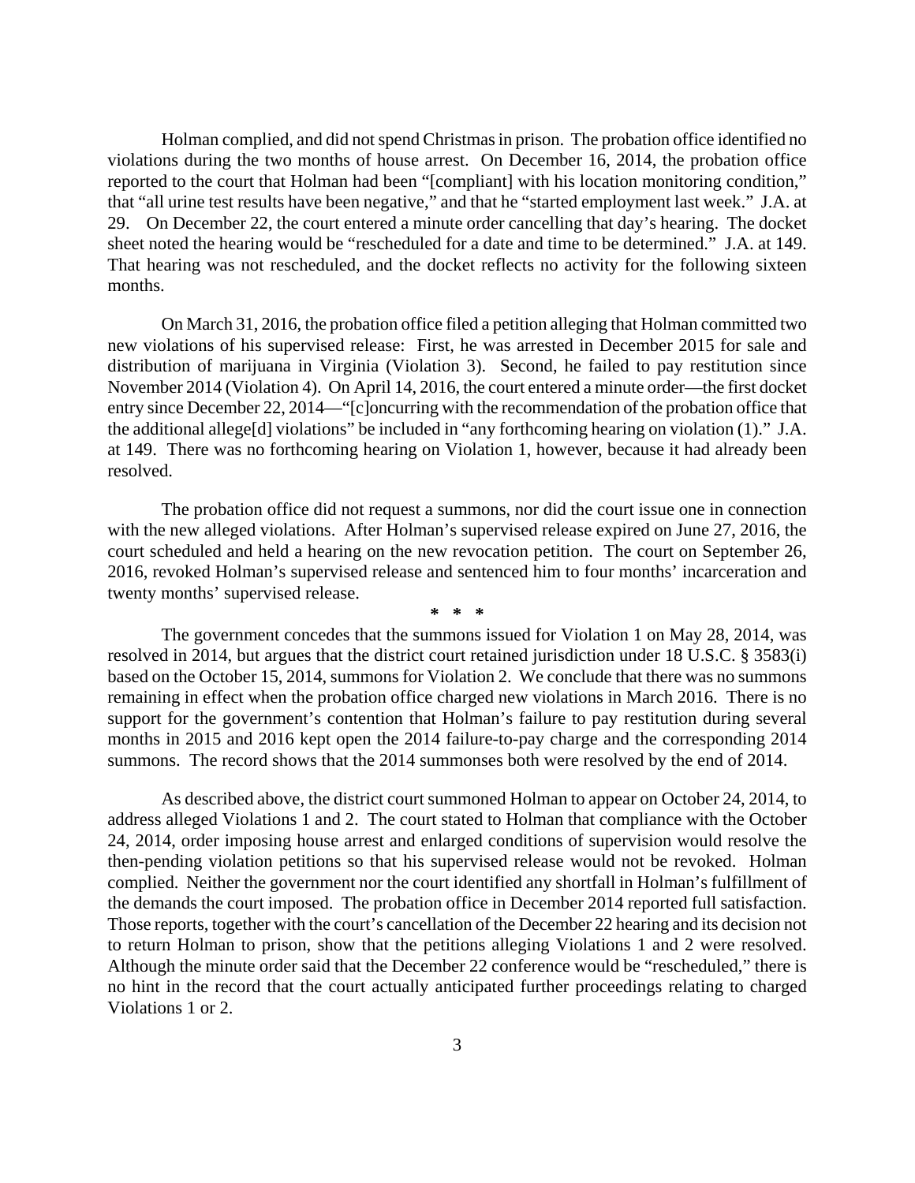Holman complied, and did not spend Christmas in prison. The probation office identified no violations during the two months of house arrest. On December 16, 2014, the probation office reported to the court that Holman had been "[compliant] with his location monitoring condition," that "all urine test results have been negative," and that he "started employment last week." J.A. at 29. On December 22, the court entered a minute order cancelling that day's hearing. The docket sheet noted the hearing would be "rescheduled for a date and time to be determined." J.A. at 149. That hearing was not rescheduled, and the docket reflects no activity for the following sixteen months.

On March 31, 2016, the probation office filed a petition alleging that Holman committed two new violations of his supervised release: First, he was arrested in December 2015 for sale and distribution of marijuana in Virginia (Violation 3). Second, he failed to pay restitution since November 2014 (Violation 4). On April 14, 2016, the court entered a minute order—the first docket entry since December 22, 2014—"[c]oncurring with the recommendation of the probation office that the additional allege[d] violations" be included in "any forthcoming hearing on violation (1)." J.A. at 149. There was no forthcoming hearing on Violation 1, however, because it had already been resolved.

The probation office did not request a summons, nor did the court issue one in connection with the new alleged violations. After Holman's supervised release expired on June 27, 2016, the court scheduled and held a hearing on the new revocation petition. The court on September 26, 2016, revoked Holman's supervised release and sentenced him to four months' incarceration and twenty months' supervised release.

\* \* \*

The government concedes that the summons issued for Violation 1 on May 28, 2014, was resolved in 2014, but argues that the district court retained jurisdiction under 18 U.S.C. § 3583(i) based on the October 15, 2014, summons for Violation 2. We conclude that there was no summons remaining in effect when the probation office charged new violations in March 2016. There is no support for the government's contention that Holman's failure to pay restitution during several months in 2015 and 2016 kept open the 2014 failure-to-pay charge and the corresponding 2014 summons. The record shows that the 2014 summonses both were resolved by the end of 2014.

As described above, the district court summoned Holman to appear on October 24, 2014, to address alleged Violations 1 and 2. The court stated to Holman that compliance with the October 24, 2014, order imposing house arrest and enlarged conditions of supervision would resolve the then-pending violation petitions so that his supervised release would not be revoked. Holman complied. Neither the government nor the court identified any shortfall in Holman's fulfillment of the demands the court imposed. The probation office in December 2014 reported full satisfaction. Those reports, together with the court's cancellation of the December 22 hearing and its decision not to return Holman to prison, show that the petitions alleging Violations 1 and 2 were resolved. Although the minute order said that the December 22 conference would be "rescheduled," there is no hint in the record that the court actually anticipated further proceedings relating to charged Violations 1 or 2.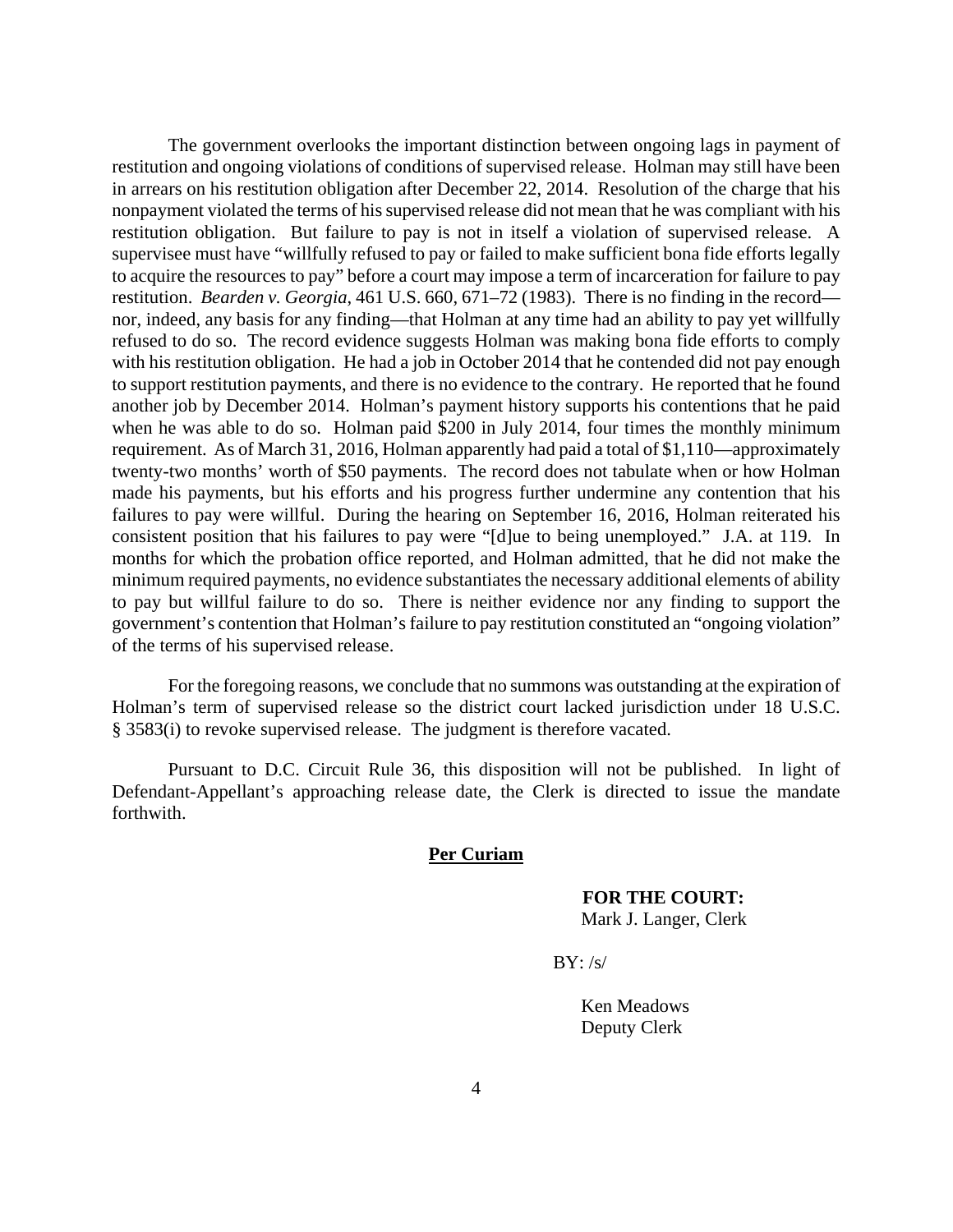The government overlooks the important distinction between ongoing lags in payment of restitution and ongoing violations of conditions of supervised release. Holman may still have been in arrears on his restitution obligation after December 22, 2014. Resolution of the charge that his nonpayment violated the terms of his supervised release did not mean that he was compliant with his restitution obligation. But failure to pay is not in itself a violation of supervised release. A supervisee must have "willfully refused to pay or failed to make sufficient bona fide efforts legally to acquire the resources to pay" before a court may impose a term of incarceration for failure to pay restitution. *Bearden v. Georgia*, 461 U.S. 660, 671–72 (1983). There is no finding in the record—nor, indeed, any basis for any finding—that Holman at any time had an ability to pay yet willfully refused to do so. The record evidence suggests Holman was making bona fide efforts to comply with his restitution obligation. He had a job in October 2014 that he contended did not pay enough to support restitution payments, and there is no evidence to the contrary. He reported that he found another job by December 2014. Holman's payment history supports his contentions that he paid when he was able to do so. Holman paid $200 in July 2014, four times the monthly minimum requirement. As of March 31, 2016, Holman apparently had paid a total of $1,110—approximately twenty-two months' worth of $50 payments. The record does not tabulate when or how Holman made his payments, but his efforts and his progress further undermine any contention that his failures to pay were willful. During the hearing on September 16, 2016, Holman reiterated his consistent position that his failures to pay were "[d]ue to being unemployed." J.A. at 119. In months for which the probation office reported, and Holman admitted, that he did not make the minimum required payments, no evidence substantiates the necessary additional elements of ability to pay but willful failure to do so. There is neither evidence nor any finding to support the government's contention that Holman's failure to pay restitution constituted an "ongoing violation" of the terms of his supervised release.

For the foregoing reasons, we conclude that no summons was outstanding at the expiration of Holman's term of supervised release so the district court lacked jurisdiction under 18 U.S.C. § 3583(i) to revoke supervised release. The judgment is therefore vacated.

Pursuant to D.C. Circuit Rule 36, this disposition will not be published. In light of Defendant-Appellant's approaching release date, the Clerk is directed to issue the mandate forthwith.

**Per Curiam**

**FOR THE COURT:**
Mark J. Langer, Clerk

BY: /s/

Ken Meadows
Deputy Clerk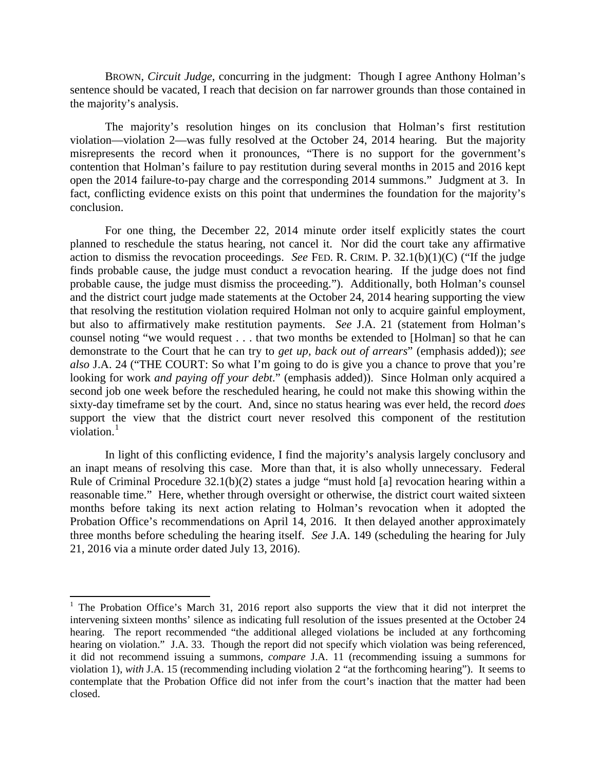BROWN, *Circuit Judge*, concurring in the judgment: Though I agree Anthony Holman's sentence should be vacated, I reach that decision on far narrower grounds than those contained in the majority's analysis.

The majority's resolution hinges on its conclusion that Holman's first restitution violation—violation 2—was fully resolved at the October 24, 2014 hearing. But the majority misrepresents the record when it pronounces, "There is no support for the government's contention that Holman's failure to pay restitution during several months in 2015 and 2016 kept open the 2014 failure-to-pay charge and the corresponding 2014 summons." Judgment at 3. In fact, conflicting evidence exists on this point that undermines the foundation for the majority's conclusion.

For one thing, the December 22, 2014 minute order itself explicitly states the court planned to reschedule the status hearing, not cancel it. Nor did the court take any affirmative action to dismiss the revocation proceedings. *See* FED. R. CRIM. P. 32.1(b)(1)(C) ("If the judge finds probable cause, the judge must conduct a revocation hearing. If the judge does not find probable cause, the judge must dismiss the proceeding."). Additionally, both Holman's counsel and the district court judge made statements at the October 24, 2014 hearing supporting the view that resolving the restitution violation required Holman not only to acquire gainful employment, but also to affirmatively make restitution payments. *See* J.A. 21 (statement from Holman's counsel noting "we would request . . . that two months be extended to [Holman] so that he can demonstrate to the Court that he can try to *get up, back out of arrears*" (emphasis added)); *see also* J.A. 24 ("THE COURT: So what I'm going to do is give you a chance to prove that you're looking for work *and paying off your debt*." (emphasis added)). Since Holman only acquired a second job one week before the rescheduled hearing, he could not make this showing within the sixty-day timeframe set by the court. And, since no status hearing was ever held, the record *does* support the view that the district court never resolved this component of the restitution violation.[1]

In light of this conflicting evidence, I find the majority's analysis largely conclusory and an inapt means of resolving this case. More than that, it is also wholly unnecessary. Federal Rule of Criminal Procedure 32.1(b)(2) states a judge "must hold [a] revocation hearing within a reasonable time." Here, whether through oversight or otherwise, the district court waited sixteen months before taking its next action relating to Holman's revocation when it adopted the Probation Office's recommendations on April 14, 2016. It then delayed another approximately three months before scheduling the hearing itself. *See* J.A. 149 (scheduling the hearing for July 21, 2016 via a minute order dated July 13, 2016).

[1] The Probation Office's March 31, 2016 report also supports the view that it did not interpret the intervening sixteen months' silence as indicating full resolution of the issues presented at the October 24 hearing. The report recommended "the additional alleged violations be included at any forthcoming hearing on violation." J.A. 33. Though the report did not specify which violation was being referenced, it did not recommend issuing a summons, *compare* J.A. 11 (recommending issuing a summons for violation 1), *with* J.A. 15 (recommending including violation 2 "at the forthcoming hearing"). It seems to contemplate that the Probation Office did not infer from the court's inaction that the matter had been closed.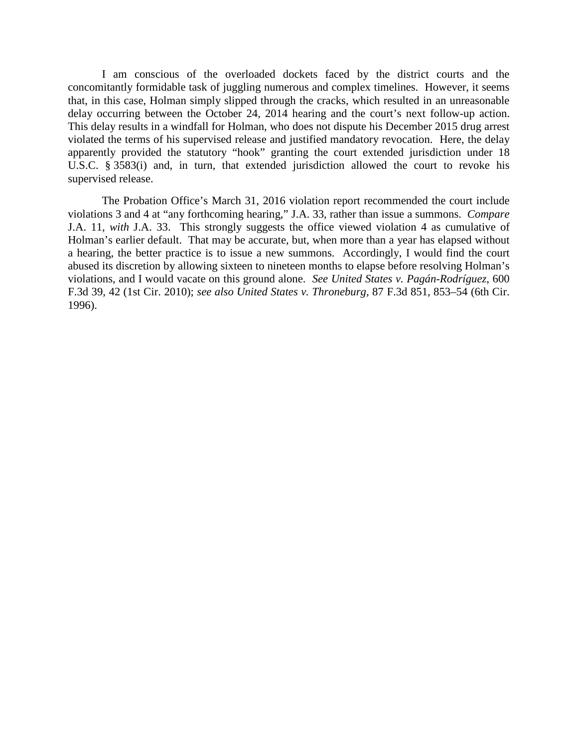I am conscious of the overloaded dockets faced by the district courts and the concomitantly formidable task of juggling numerous and complex timelines. However, it seems that, in this case, Holman simply slipped through the cracks, which resulted in an unreasonable delay occurring between the October 24, 2014 hearing and the court's next follow-up action. This delay results in a windfall for Holman, who does not dispute his December 2015 drug arrest violated the terms of his supervised release and justified mandatory revocation. Here, the delay apparently provided the statutory "hook" granting the court extended jurisdiction under 18 U.S.C. § 3583(i) and, in turn, that extended jurisdiction allowed the court to revoke his supervised release.

The Probation Office's March 31, 2016 violation report recommended the court include violations 3 and 4 at "any forthcoming hearing," J.A. 33, rather than issue a summons. *Compare* J.A. 11, *with* J.A. 33. This strongly suggests the office viewed violation 4 as cumulative of Holman's earlier default. That may be accurate, but, when more than a year has elapsed without a hearing, the better practice is to issue a new summons. Accordingly, I would find the court abused its discretion by allowing sixteen to nineteen months to elapse before resolving Holman's violations, and I would vacate on this ground alone. *See United States v. Pagán-Rodríguez*, 600 F.3d 39, 42 (1st Cir. 2010); *see also United States v. Throneburg*, 87 F.3d 851, 853–54 (6th Cir. 1996).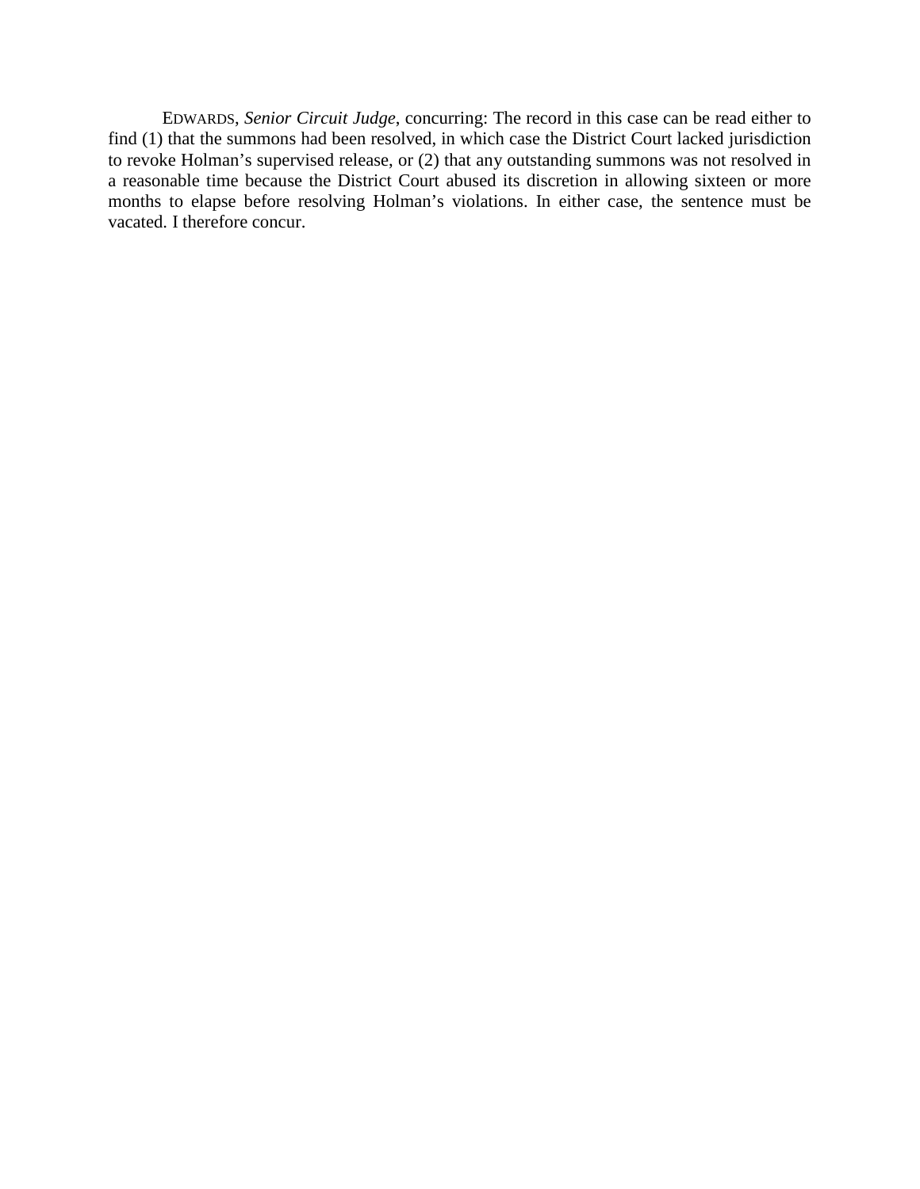EDWARDS, *Senior Circuit Judge*, concurring: The record in this case can be read either to find (1) that the summons had been resolved, in which case the District Court lacked jurisdiction to revoke Holman's supervised release, or (2) that any outstanding summons was not resolved in a reasonable time because the District Court abused its discretion in allowing sixteen or more months to elapse before resolving Holman's violations. In either case, the sentence must be vacated. I therefore concur.